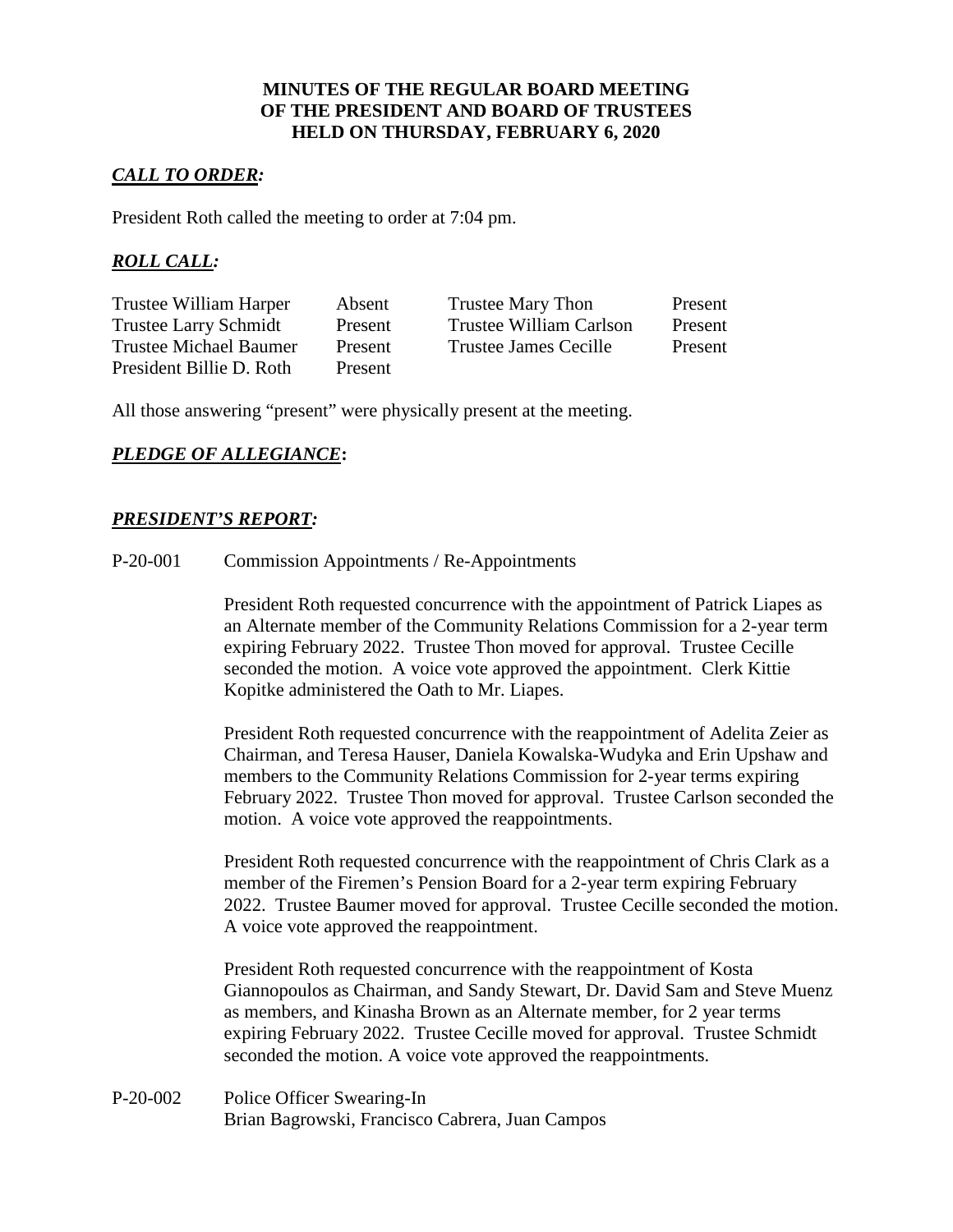**MINUTES OF THE REGULAR BOARD MEETING**
**OF THE PRESIDENT AND BOARD OF TRUSTEES**
**HELD ON THURSDAY, FEBRUARY 6, 2020**

***CALL TO ORDER:***

President Roth called the meeting to order at 7:04 pm.

***ROLL CALL:***

| | | | |
|---|---|---|---|
| Trustee William Harper | Absent | Trustee Mary Thon | Present |
| Trustee Larry Schmidt | Present | Trustee William Carlson | Present |
| Trustee Michael Baumer | Present | Trustee James Cecille | Present |
| President Billie D. Roth | Present | | |

All those answering "present" were physically present at the meeting.

***PLEDGE OF ALLEGIANCE*:**

***PRESIDENT'S REPORT:***

P-20-001 Commission Appointments / Re-Appointments

President Roth requested concurrence with the appointment of Patrick Liapes as an Alternate member of the Community Relations Commission for a 2-year term expiring February 2022. Trustee Thon moved for approval. Trustee Cecille seconded the motion. A voice vote approved the appointment. Clerk Kittie Kopitke administered the Oath to Mr. Liapes.

President Roth requested concurrence with the reappointment of Adelita Zeier as Chairman, and Teresa Hauser, Daniela Kowalska-Wudyka and Erin Upshaw and members to the Community Relations Commission for 2-year terms expiring February 2022. Trustee Thon moved for approval. Trustee Carlson seconded the motion. A voice vote approved the reappointments.

President Roth requested concurrence with the reappointment of Chris Clark as a member of the Firemen's Pension Board for a 2-year term expiring February 2022. Trustee Baumer moved for approval. Trustee Cecille seconded the motion. A voice vote approved the reappointment.

President Roth requested concurrence with the reappointment of Kosta Giannopoulos as Chairman, and Sandy Stewart, Dr. David Sam and Steve Muenz as members, and Kinasha Brown as an Alternate member, for 2 year terms expiring February 2022. Trustee Cecille moved for approval. Trustee Schmidt seconded the motion. A voice vote approved the reappointments.

P-20-002 Police Officer Swearing-In
Brian Bagrowski, Francisco Cabrera, Juan Campos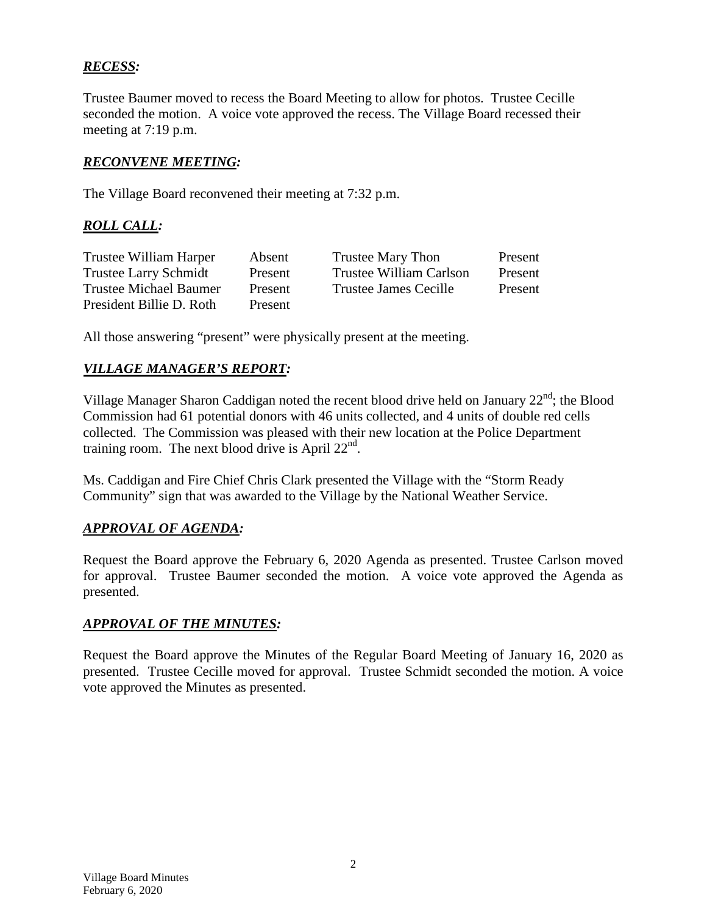***RECESS:***

Trustee Baumer moved to recess the Board Meeting to allow for photos. Trustee Cecille seconded the motion. A voice vote approved the recess. The Village Board recessed their meeting at 7:19 p.m.

***RECONVENE MEETING:***

The Village Board reconvened their meeting at 7:32 p.m.

***ROLL CALL:***

| | | | |
|---|---|---|---|
| Trustee William Harper | Absent | Trustee Mary Thon | Present |
| Trustee Larry Schmidt | Present | Trustee William Carlson | Present |
| Trustee Michael Baumer | Present | Trustee James Cecille | Present |
| President Billie D. Roth | Present | | |

All those answering "present" were physically present at the meeting.

***VILLAGE MANAGER'S REPORT:***

Village Manager Sharon Caddigan noted the recent blood drive held on January 22nd; the Blood Commission had 61 potential donors with 46 units collected, and 4 units of double red cells collected. The Commission was pleased with their new location at the Police Department training room. The next blood drive is April 22nd.

Ms. Caddigan and Fire Chief Chris Clark presented the Village with the "Storm Ready Community" sign that was awarded to the Village by the National Weather Service.

***APPROVAL OF AGENDA:***

Request the Board approve the February 6, 2020 Agenda as presented. Trustee Carlson moved for approval. Trustee Baumer seconded the motion. A voice vote approved the Agenda as presented.

***APPROVAL OF THE MINUTES:***

Request the Board approve the Minutes of the Regular Board Meeting of January 16, 2020 as presented. Trustee Cecille moved for approval. Trustee Schmidt seconded the motion. A voice vote approved the Minutes as presented.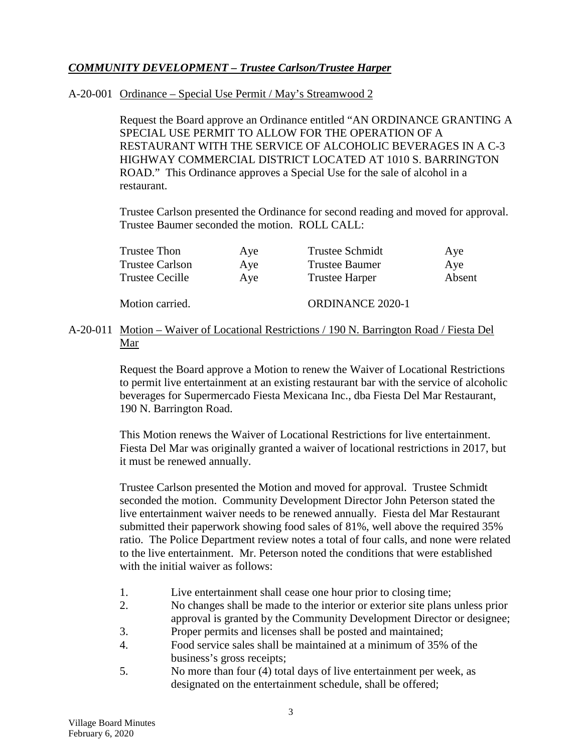***COMMUNITY DEVELOPMENT – Trustee Carlson/Trustee Harper***

A-20-001 Ordinance – Special Use Permit / May's Streamwood 2

Request the Board approve an Ordinance entitled "AN ORDINANCE GRANTING A SPECIAL USE PERMIT TO ALLOW FOR THE OPERATION OF A RESTAURANT WITH THE SERVICE OF ALCOHOLIC BEVERAGES IN A C-3 HIGHWAY COMMERCIAL DISTRICT LOCATED AT 1010 S. BARRINGTON ROAD." This Ordinance approves a Special Use for the sale of alcohol in a restaurant.

Trustee Carlson presented the Ordinance for second reading and moved for approval. Trustee Baumer seconded the motion. ROLL CALL:

| | | | |
|---|---|---|---|
| Trustee Thon | Aye | Trustee Schmidt | Aye |
| Trustee Carlson | Aye | Trustee Baumer | Aye |
| Trustee Cecille | Aye | Trustee Harper | Absent |

Motion carried. ORDINANCE 2020-1

A-20-011 Motion – Waiver of Locational Restrictions / 190 N. Barrington Road / Fiesta Del Mar

Request the Board approve a Motion to renew the Waiver of Locational Restrictions to permit live entertainment at an existing restaurant bar with the service of alcoholic beverages for Supermercado Fiesta Mexicana Inc., dba Fiesta Del Mar Restaurant, 190 N. Barrington Road.

This Motion renews the Waiver of Locational Restrictions for live entertainment. Fiesta Del Mar was originally granted a waiver of locational restrictions in 2017, but it must be renewed annually.

Trustee Carlson presented the Motion and moved for approval. Trustee Schmidt seconded the motion. Community Development Director John Peterson stated the live entertainment waiver needs to be renewed annually. Fiesta del Mar Restaurant submitted their paperwork showing food sales of 81%, well above the required 35% ratio. The Police Department review notes a total of four calls, and none were related to the live entertainment. Mr. Peterson noted the conditions that were established with the initial waiver as follows:

1. Live entertainment shall cease one hour prior to closing time;
2. No changes shall be made to the interior or exterior site plans unless prior approval is granted by the Community Development Director or designee;
3. Proper permits and licenses shall be posted and maintained;
4. Food service sales shall be maintained at a minimum of 35% of the business's gross receipts;
5. No more than four (4) total days of live entertainment per week, as designated on the entertainment schedule, shall be offered;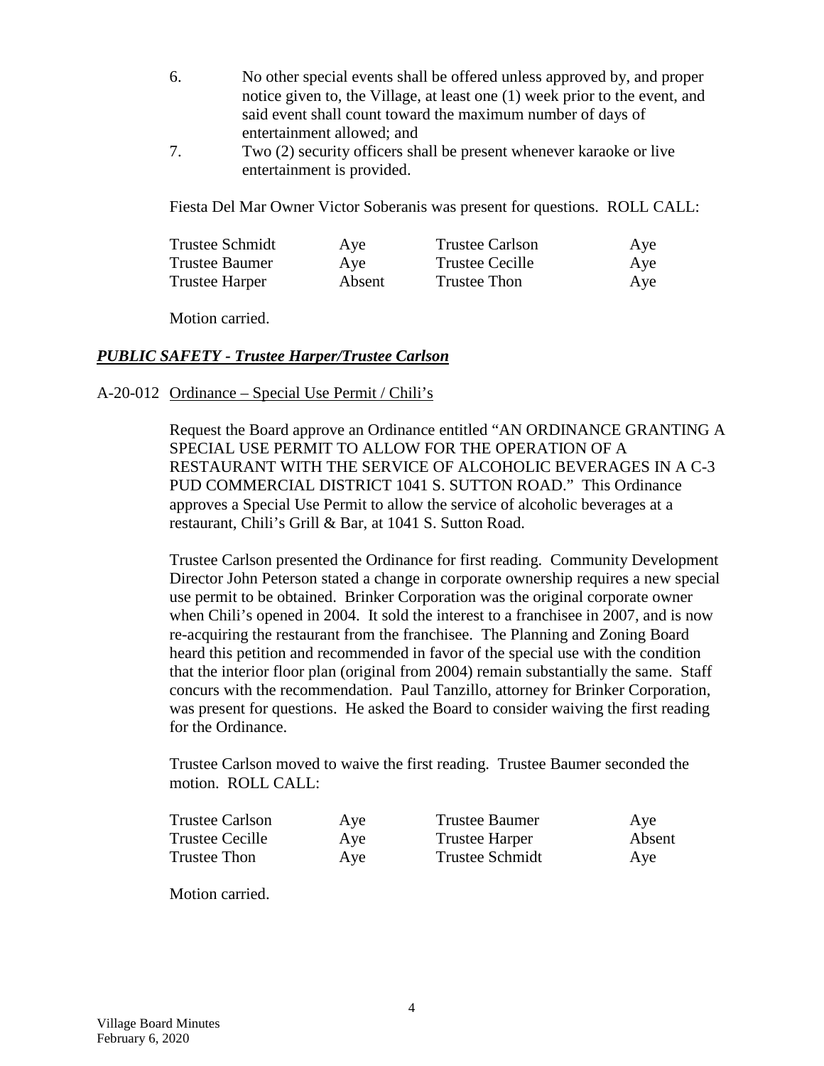6. No other special events shall be offered unless approved by, and proper notice given to, the Village, at least one (1) week prior to the event, and said event shall count toward the maximum number of days of entertainment allowed; and
7. Two (2) security officers shall be present whenever karaoke or live entertainment is provided.

Fiesta Del Mar Owner Victor Soberanis was present for questions. ROLL CALL:

| | | | |
|---|---|---|---|
| Trustee Schmidt | Aye | Trustee Carlson | Aye |
| Trustee Baumer | Aye | Trustee Cecille | Aye |
| Trustee Harper | Absent | Trustee Thon | Aye |

Motion carried.

## ***PUBLIC SAFETY - Trustee Harper/Trustee Carlson***

A-20-012 Ordinance – Special Use Permit / Chili's

Request the Board approve an Ordinance entitled "AN ORDINANCE GRANTING A SPECIAL USE PERMIT TO ALLOW FOR THE OPERATION OF A RESTAURANT WITH THE SERVICE OF ALCOHOLIC BEVERAGES IN A C-3 PUD COMMERCIAL DISTRICT 1041 S. SUTTON ROAD." This Ordinance approves a Special Use Permit to allow the service of alcoholic beverages at a restaurant, Chili's Grill & Bar, at 1041 S. Sutton Road.

Trustee Carlson presented the Ordinance for first reading. Community Development Director John Peterson stated a change in corporate ownership requires a new special use permit to be obtained. Brinker Corporation was the original corporate owner when Chili's opened in 2004. It sold the interest to a franchisee in 2007, and is now re-acquiring the restaurant from the franchisee. The Planning and Zoning Board heard this petition and recommended in favor of the special use with the condition that the interior floor plan (original from 2004) remain substantially the same. Staff concurs with the recommendation. Paul Tanzillo, attorney for Brinker Corporation, was present for questions. He asked the Board to consider waiving the first reading for the Ordinance.

Trustee Carlson moved to waive the first reading. Trustee Baumer seconded the motion. ROLL CALL:

| | | | |
|---|---|---|---|
| Trustee Carlson | Aye | Trustee Baumer | Aye |
| Trustee Cecille | Aye | Trustee Harper | Absent |
| Trustee Thon | Aye | Trustee Schmidt | Aye |

Motion carried.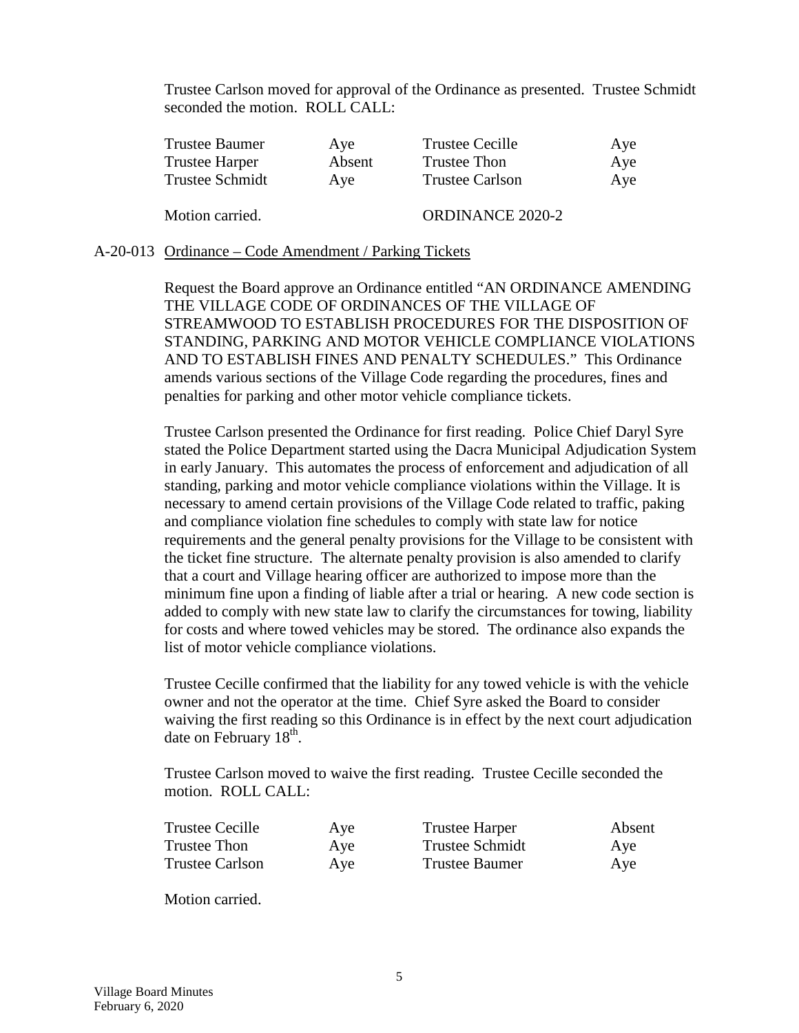Trustee Carlson moved for approval of the Ordinance as presented. Trustee Schmidt seconded the motion. ROLL CALL:

| | | | |
|---|---|---|---|
| Trustee Baumer | Aye | Trustee Cecille | Aye |
| Trustee Harper | Absent | Trustee Thon | Aye |
| Trustee Schmidt | Aye | Trustee Carlson | Aye |

Motion carried. ORDINANCE 2020-2

A-20-013 Ordinance – Code Amendment / Parking Tickets

Request the Board approve an Ordinance entitled "AN ORDINANCE AMENDING THE VILLAGE CODE OF ORDINANCES OF THE VILLAGE OF STREAMWOOD TO ESTABLISH PROCEDURES FOR THE DISPOSITION OF STANDING, PARKING AND MOTOR VEHICLE COMPLIANCE VIOLATIONS AND TO ESTABLISH FINES AND PENALTY SCHEDULES." This Ordinance amends various sections of the Village Code regarding the procedures, fines and penalties for parking and other motor vehicle compliance tickets.

Trustee Carlson presented the Ordinance for first reading. Police Chief Daryl Syre stated the Police Department started using the Dacra Municipal Adjudication System in early January. This automates the process of enforcement and adjudication of all standing, parking and motor vehicle compliance violations within the Village. It is necessary to amend certain provisions of the Village Code related to traffic, paking and compliance violation fine schedules to comply with state law for notice requirements and the general penalty provisions for the Village to be consistent with the ticket fine structure. The alternate penalty provision is also amended to clarify that a court and Village hearing officer are authorized to impose more than the minimum fine upon a finding of liable after a trial or hearing. A new code section is added to comply with new state law to clarify the circumstances for towing, liability for costs and where towed vehicles may be stored. The ordinance also expands the list of motor vehicle compliance violations.

Trustee Cecille confirmed that the liability for any towed vehicle is with the vehicle owner and not the operator at the time. Chief Syre asked the Board to consider waiving the first reading so this Ordinance is in effect by the next court adjudication date on February 18th.

Trustee Carlson moved to waive the first reading. Trustee Cecille seconded the motion. ROLL CALL:

| | | | |
|---|---|---|---|
| Trustee Cecille | Aye | Trustee Harper | Absent |
| Trustee Thon | Aye | Trustee Schmidt | Aye |
| Trustee Carlson | Aye | Trustee Baumer | Aye |

Motion carried.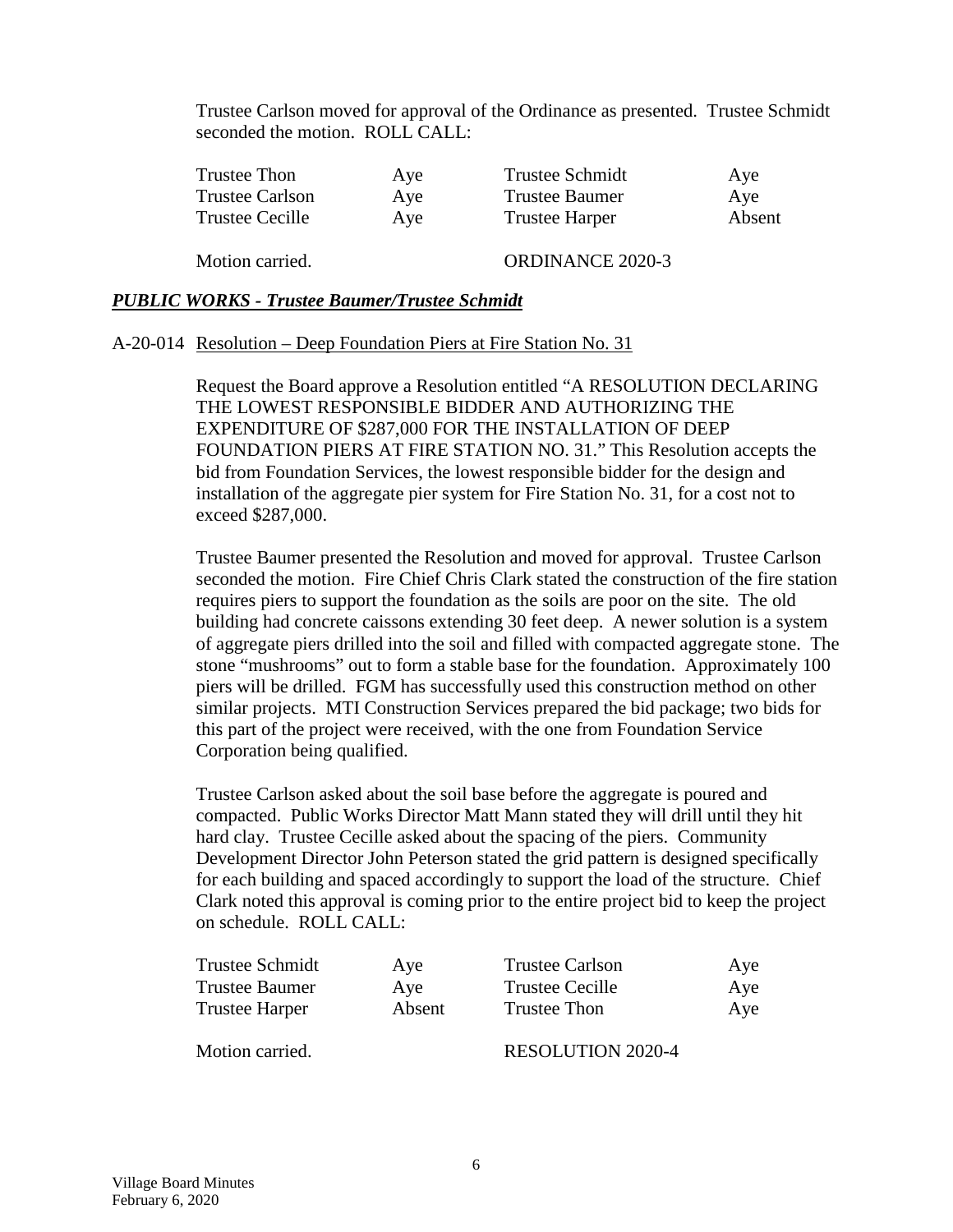Trustee Carlson moved for approval of the Ordinance as presented. Trustee Schmidt seconded the motion. ROLL CALL:

| | | | |
|---|---|---|---|
| Trustee Thon | Aye | Trustee Schmidt | Aye |
| Trustee Carlson | Aye | Trustee Baumer | Aye |
| Trustee Cecille | Aye | Trustee Harper | Absent |

Motion carried. ORDINANCE 2020-3

***PUBLIC WORKS - Trustee Baumer/Trustee Schmidt***

A-20-014 Resolution – Deep Foundation Piers at Fire Station No. 31

Request the Board approve a Resolution entitled "A RESOLUTION DECLARING THE LOWEST RESPONSIBLE BIDDER AND AUTHORIZING THE EXPENDITURE OF $287,000 FOR THE INSTALLATION OF DEEP FOUNDATION PIERS AT FIRE STATION NO. 31." This Resolution accepts the bid from Foundation Services, the lowest responsible bidder for the design and installation of the aggregate pier system for Fire Station No. 31, for a cost not to exceed $287,000.

Trustee Baumer presented the Resolution and moved for approval. Trustee Carlson seconded the motion. Fire Chief Chris Clark stated the construction of the fire station requires piers to support the foundation as the soils are poor on the site. The old building had concrete caissons extending 30 feet deep. A newer solution is a system of aggregate piers drilled into the soil and filled with compacted aggregate stone. The stone "mushrooms" out to form a stable base for the foundation. Approximately 100 piers will be drilled. FGM has successfully used this construction method on other similar projects. MTI Construction Services prepared the bid package; two bids for this part of the project were received, with the one from Foundation Service Corporation being qualified.

Trustee Carlson asked about the soil base before the aggregate is poured and compacted. Public Works Director Matt Mann stated they will drill until they hit hard clay. Trustee Cecille asked about the spacing of the piers. Community Development Director John Peterson stated the grid pattern is designed specifically for each building and spaced accordingly to support the load of the structure. Chief Clark noted this approval is coming prior to the entire project bid to keep the project on schedule. ROLL CALL:

| | | | |
|---|---|---|---|
| Trustee Schmidt | Aye | Trustee Carlson | Aye |
| Trustee Baumer | Aye | Trustee Cecille | Aye |
| Trustee Harper | Absent | Trustee Thon | Aye |

Motion carried. RESOLUTION 2020-4

Village Board Minutes
February 6, 2020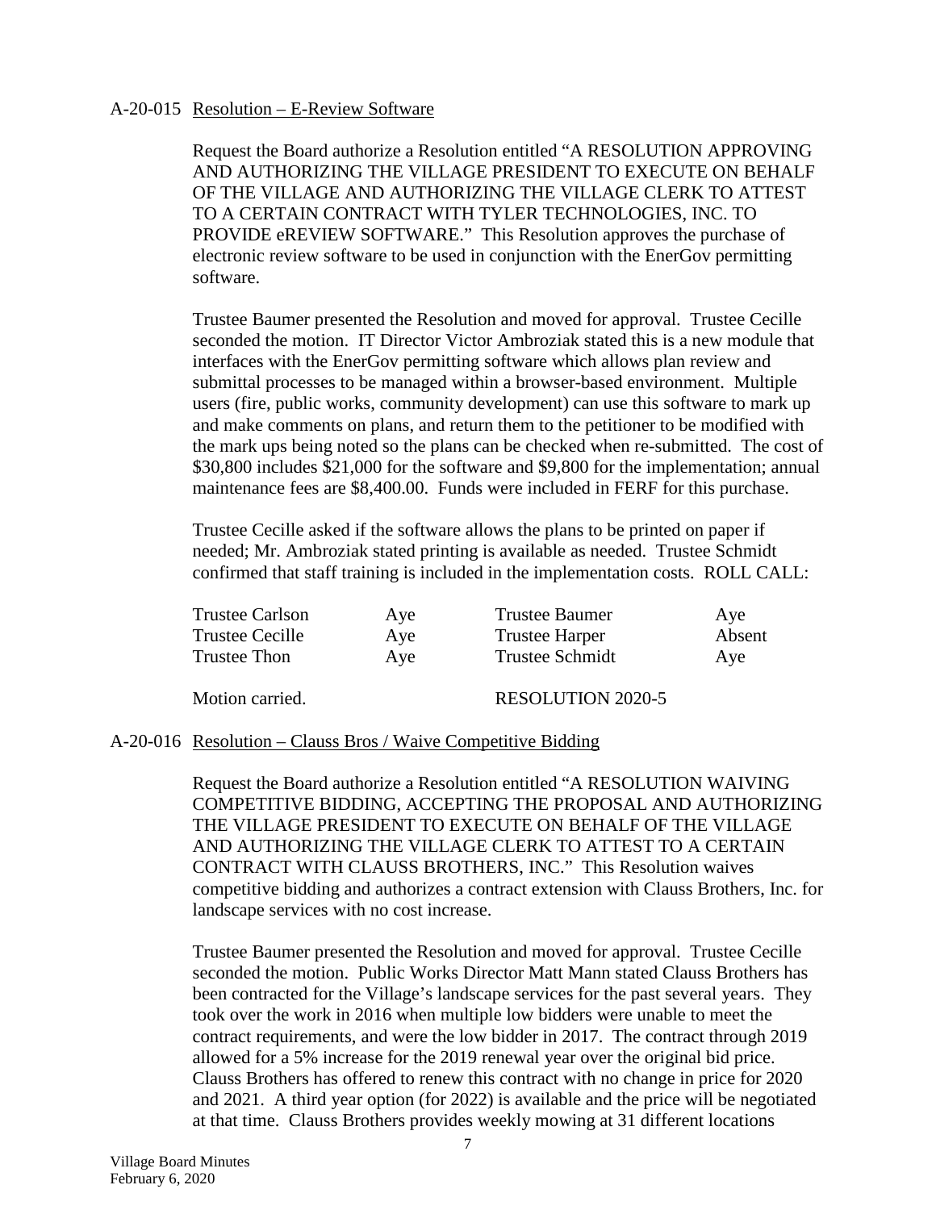A-20-015 <u>Resolution – E-Review Software</u>

Request the Board authorize a Resolution entitled "A RESOLUTION APPROVING AND AUTHORIZING THE VILLAGE PRESIDENT TO EXECUTE ON BEHALF OF THE VILLAGE AND AUTHORIZING THE VILLAGE CLERK TO ATTEST TO A CERTAIN CONTRACT WITH TYLER TECHNOLOGIES, INC. TO PROVIDE eREVIEW SOFTWARE." This Resolution approves the purchase of electronic review software to be used in conjunction with the EnerGov permitting software.

Trustee Baumer presented the Resolution and moved for approval. Trustee Cecille seconded the motion. IT Director Victor Ambroziak stated this is a new module that interfaces with the EnerGov permitting software which allows plan review and submittal processes to be managed within a browser-based environment. Multiple users (fire, public works, community development) can use this software to mark up and make comments on plans, and return them to the petitioner to be modified with the mark ups being noted so the plans can be checked when re-submitted. The cost of $30,800 includes $21,000 for the software and $9,800 for the implementation; annual maintenance fees are $8,400.00. Funds were included in FERF for this purchase.

Trustee Cecille asked if the software allows the plans to be printed on paper if needed; Mr. Ambroziak stated printing is available as needed. Trustee Schmidt confirmed that staff training is included in the implementation costs. ROLL CALL:

| | | | |
|---|---|---|---|
| Trustee Carlson | Aye | Trustee Baumer | Aye |
| Trustee Cecille | Aye | Trustee Harper | Absent |
| Trustee Thon | Aye | Trustee Schmidt | Aye |

Motion carried. RESOLUTION 2020-5

A-20-016 <u>Resolution – Clauss Bros / Waive Competitive Bidding</u>

Request the Board authorize a Resolution entitled "A RESOLUTION WAIVING COMPETITIVE BIDDING, ACCEPTING THE PROPOSAL AND AUTHORIZING THE VILLAGE PRESIDENT TO EXECUTE ON BEHALF OF THE VILLAGE AND AUTHORIZING THE VILLAGE CLERK TO ATTEST TO A CERTAIN CONTRACT WITH CLAUSS BROTHERS, INC." This Resolution waives competitive bidding and authorizes a contract extension with Clauss Brothers, Inc. for landscape services with no cost increase.

Trustee Baumer presented the Resolution and moved for approval. Trustee Cecille seconded the motion. Public Works Director Matt Mann stated Clauss Brothers has been contracted for the Village's landscape services for the past several years. They took over the work in 2016 when multiple low bidders were unable to meet the contract requirements, and were the low bidder in 2017. The contract through 2019 allowed for a 5% increase for the 2019 renewal year over the original bid price. Clauss Brothers has offered to renew this contract with no change in price for 2020 and 2021. A third year option (for 2022) is available and the price will be negotiated at that time. Clauss Brothers provides weekly mowing at 31 different locations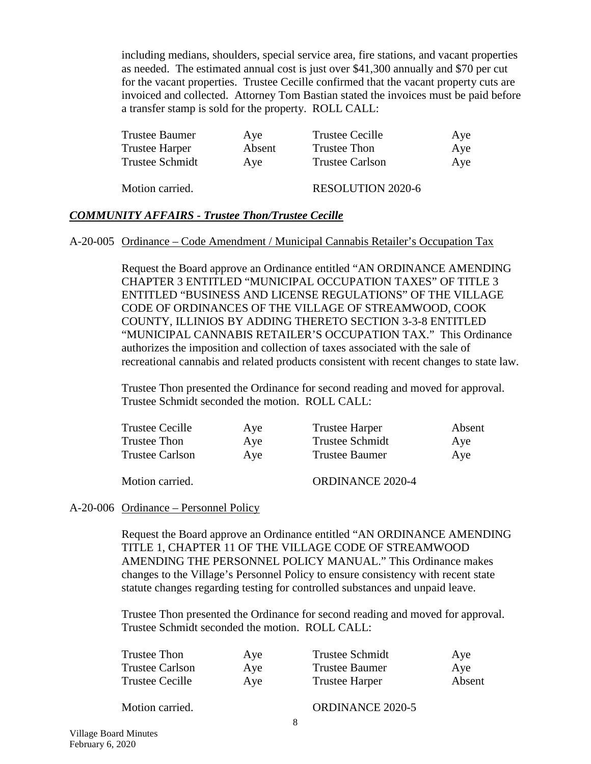including medians, shoulders, special service area, fire stations, and vacant properties as needed. The estimated annual cost is just over $41,300 annually and $70 per cut for the vacant properties. Trustee Cecille confirmed that the vacant property cuts are invoiced and collected. Attorney Tom Bastian stated the invoices must be paid before a transfer stamp is sold for the property. ROLL CALL:

| | | | |
|---|---|---|---|
| Trustee Baumer | Aye | Trustee Cecille | Aye |
| Trustee Harper | Absent | Trustee Thon | Aye |
| Trustee Schmidt | Aye | Trustee Carlson | Aye |

Motion carried. RESOLUTION 2020-6

## ***COMMUNITY AFFAIRS - Trustee Thon/Trustee Cecille***

A-20-005 Ordinance – Code Amendment / Municipal Cannabis Retailer's Occupation Tax

Request the Board approve an Ordinance entitled "AN ORDINANCE AMENDING CHAPTER 3 ENTITLED "MUNICIPAL OCCUPATION TAXES" OF TITLE 3 ENTITLED "BUSINESS AND LICENSE REGULATIONS" OF THE VILLAGE CODE OF ORDINANCES OF THE VILLAGE OF STREAMWOOD, COOK COUNTY, ILLINIOS BY ADDING THERETO SECTION 3-3-8 ENTITLED "MUNICIPAL CANNABIS RETAILER'S OCCUPATION TAX." This Ordinance authorizes the imposition and collection of taxes associated with the sale of recreational cannabis and related products consistent with recent changes to state law.

Trustee Thon presented the Ordinance for second reading and moved for approval. Trustee Schmidt seconded the motion. ROLL CALL:

| | | | |
|---|---|---|---|
| Trustee Cecille | Aye | Trustee Harper | Absent |
| Trustee Thon | Aye | Trustee Schmidt | Aye |
| Trustee Carlson | Aye | Trustee Baumer | Aye |

Motion carried. ORDINANCE 2020-4

A-20-006 Ordinance – Personnel Policy

Request the Board approve an Ordinance entitled "AN ORDINANCE AMENDING TITLE 1, CHAPTER 11 OF THE VILLAGE CODE OF STREAMWOOD AMENDING THE PERSONNEL POLICY MANUAL." This Ordinance makes changes to the Village's Personnel Policy to ensure consistency with recent state statute changes regarding testing for controlled substances and unpaid leave.

Trustee Thon presented the Ordinance for second reading and moved for approval. Trustee Schmidt seconded the motion. ROLL CALL:

| | | | |
|---|---|---|---|
| Trustee Thon | Aye | Trustee Schmidt | Aye |
| Trustee Carlson | Aye | Trustee Baumer | Aye |
| Trustee Cecille | Aye | Trustee Harper | Absent |

Motion carried. ORDINANCE 2020-5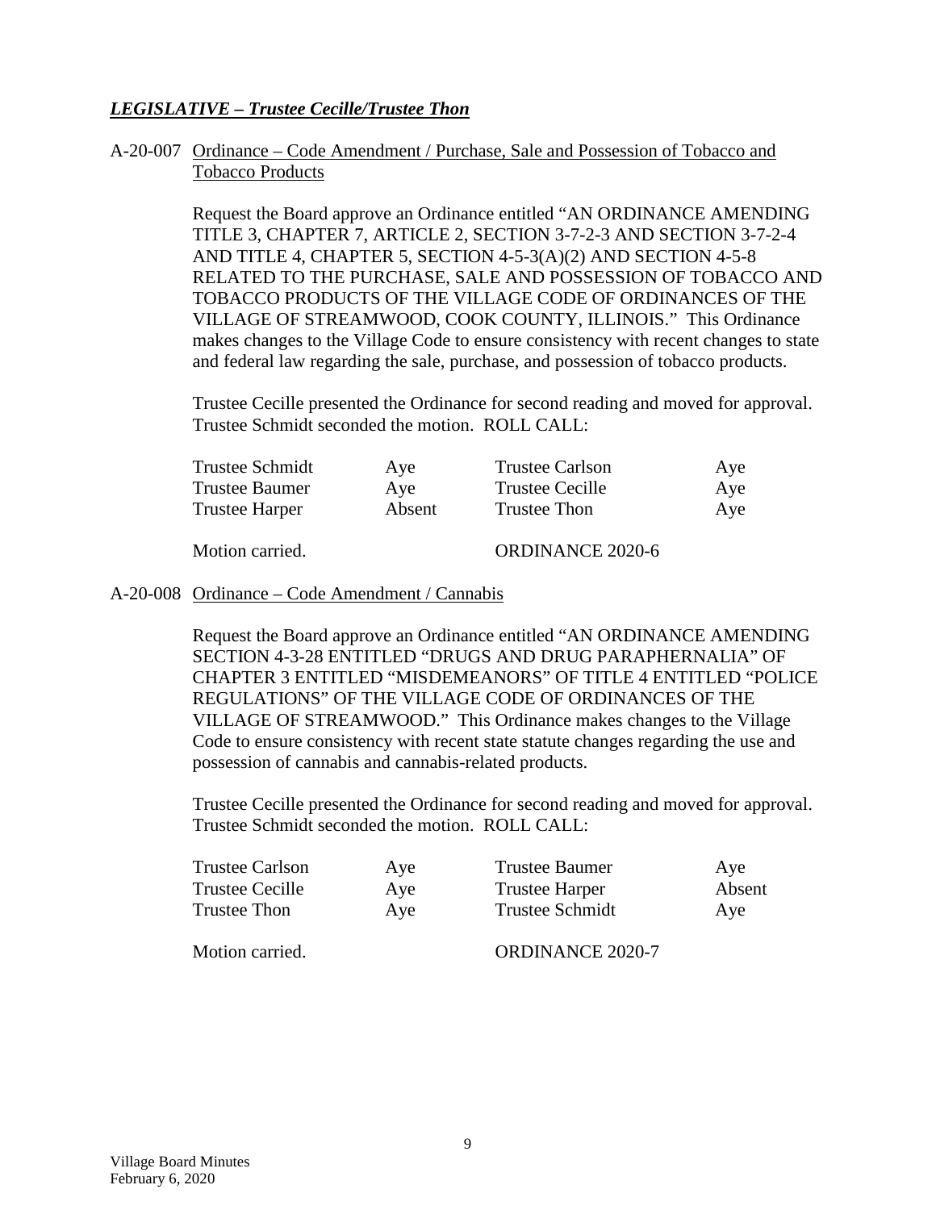***LEGISLATIVE – Trustee Cecille/Trustee Thon***

A-20-007 Ordinance – Code Amendment / Purchase, Sale and Possession of Tobacco and Tobacco Products

Request the Board approve an Ordinance entitled "AN ORDINANCE AMENDING TITLE 3, CHAPTER 7, ARTICLE 2, SECTION 3-7-2-3 AND SECTION 3-7-2-4 AND TITLE 4, CHAPTER 5, SECTION 4-5-3(A)(2) AND SECTION 4-5-8 RELATED TO THE PURCHASE, SALE AND POSSESSION OF TOBACCO AND TOBACCO PRODUCTS OF THE VILLAGE CODE OF ORDINANCES OF THE VILLAGE OF STREAMWOOD, COOK COUNTY, ILLINOIS." This Ordinance makes changes to the Village Code to ensure consistency with recent changes to state and federal law regarding the sale, purchase, and possession of tobacco products.

Trustee Cecille presented the Ordinance for second reading and moved for approval. Trustee Schmidt seconded the motion. ROLL CALL:

| | | | |
|---|---|---|---|
| Trustee Schmidt | Aye | Trustee Carlson | Aye |
| Trustee Baumer | Aye | Trustee Cecille | Aye |
| Trustee Harper | Absent | Trustee Thon | Aye |

Motion carried. ORDINANCE 2020-6

A-20-008 Ordinance – Code Amendment / Cannabis

Request the Board approve an Ordinance entitled "AN ORDINANCE AMENDING SECTION 4-3-28 ENTITLED "DRUGS AND DRUG PARAPHERNALIA" OF CHAPTER 3 ENTITLED "MISDEMEANORS" OF TITLE 4 ENTITLED "POLICE REGULATIONS" OF THE VILLAGE CODE OF ORDINANCES OF THE VILLAGE OF STREAMWOOD." This Ordinance makes changes to the Village Code to ensure consistency with recent state statute changes regarding the use and possession of cannabis and cannabis-related products.

Trustee Cecille presented the Ordinance for second reading and moved for approval. Trustee Schmidt seconded the motion. ROLL CALL:

| | | | |
|---|---|---|---|
| Trustee Carlson | Aye | Trustee Baumer | Aye |
| Trustee Cecille | Aye | Trustee Harper | Absent |
| Trustee Thon | Aye | Trustee Schmidt | Aye |

Motion carried. ORDINANCE 2020-7

Village Board Minutes
February 6, 2020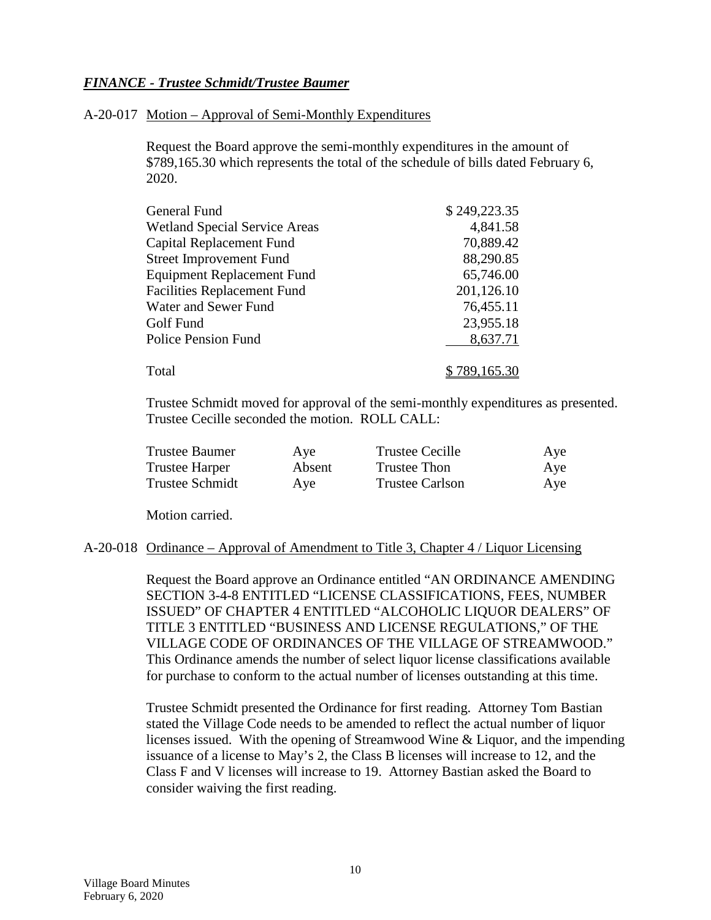***FINANCE - Trustee Schmidt/Trustee Baumer***

A-20-017 Motion – Approval of Semi-Monthly Expenditures

Request the Board approve the semi-monthly expenditures in the amount of $789,165.30 which represents the total of the schedule of bills dated February 6, 2020.

| | |
|---|---|
| General Fund | $ 249,223.35 |
| Wetland Special Service Areas | 4,841.58 |
| Capital Replacement Fund | 70,889.42 |
| Street Improvement Fund | 88,290.85 |
| Equipment Replacement Fund | 65,746.00 |
| Facilities Replacement Fund | 201,126.10 |
| Water and Sewer Fund | 76,455.11 |
| Golf Fund | 23,955.18 |
| Police Pension Fund | 8,637.71 |
| Total | $ 789,165.30 |

Trustee Schmidt moved for approval of the semi-monthly expenditures as presented. Trustee Cecille seconded the motion. ROLL CALL:

| | | | |
|---|---|---|---|
| Trustee Baumer | Aye | Trustee Cecille | Aye |
| Trustee Harper | Absent | Trustee Thon | Aye |
| Trustee Schmidt | Aye | Trustee Carlson | Aye |

Motion carried.

A-20-018 Ordinance – Approval of Amendment to Title 3, Chapter 4 / Liquor Licensing

Request the Board approve an Ordinance entitled "AN ORDINANCE AMENDING SECTION 3-4-8 ENTITLED "LICENSE CLASSIFICATIONS, FEES, NUMBER ISSUED" OF CHAPTER 4 ENTITLED "ALCOHOLIC LIQUOR DEALERS" OF TITLE 3 ENTITLED "BUSINESS AND LICENSE REGULATIONS," OF THE VILLAGE CODE OF ORDINANCES OF THE VILLAGE OF STREAMWOOD." This Ordinance amends the number of select liquor license classifications available for purchase to conform to the actual number of licenses outstanding at this time.

Trustee Schmidt presented the Ordinance for first reading. Attorney Tom Bastian stated the Village Code needs to be amended to reflect the actual number of liquor licenses issued. With the opening of Streamwood Wine & Liquor, and the impending issuance of a license to May's 2, the Class B licenses will increase to 12, and the Class F and V licenses will increase to 19. Attorney Bastian asked the Board to consider waiving the first reading.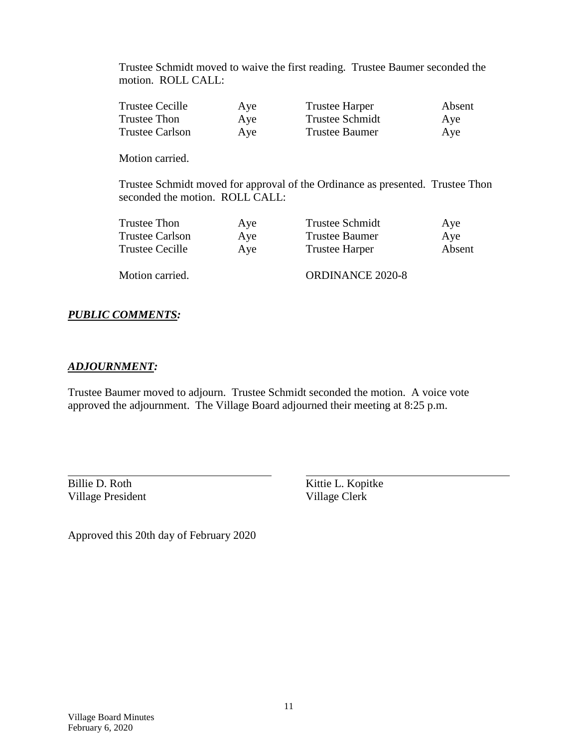Trustee Schmidt moved to waive the first reading. Trustee Baumer seconded the motion. ROLL CALL:

| | | | |
|---|---|---|---|
| Trustee Cecille | Aye | Trustee Harper | Absent |
| Trustee Thon | Aye | Trustee Schmidt | Aye |
| Trustee Carlson | Aye | Trustee Baumer | Aye |

Motion carried.

Trustee Schmidt moved for approval of the Ordinance as presented. Trustee Thon seconded the motion. ROLL CALL:

| | | | |
|---|---|---|---|
| Trustee Thon | Aye | Trustee Schmidt | Aye |
| Trustee Carlson | Aye | Trustee Baumer | Aye |
| Trustee Cecille | Aye | Trustee Harper | Absent |

Motion carried. ORDINANCE 2020-8

***PUBLIC COMMENTS:***

***ADJOURNMENT:***

Trustee Baumer moved to adjourn. Trustee Schmidt seconded the motion. A voice vote approved the adjournment. The Village Board adjourned their meeting at 8:25 p.m.

| | |
|---|---|
| Billie D. Roth | Kittie L. Kopitke |
| Village President | Village Clerk |

Approved this 20th day of February 2020